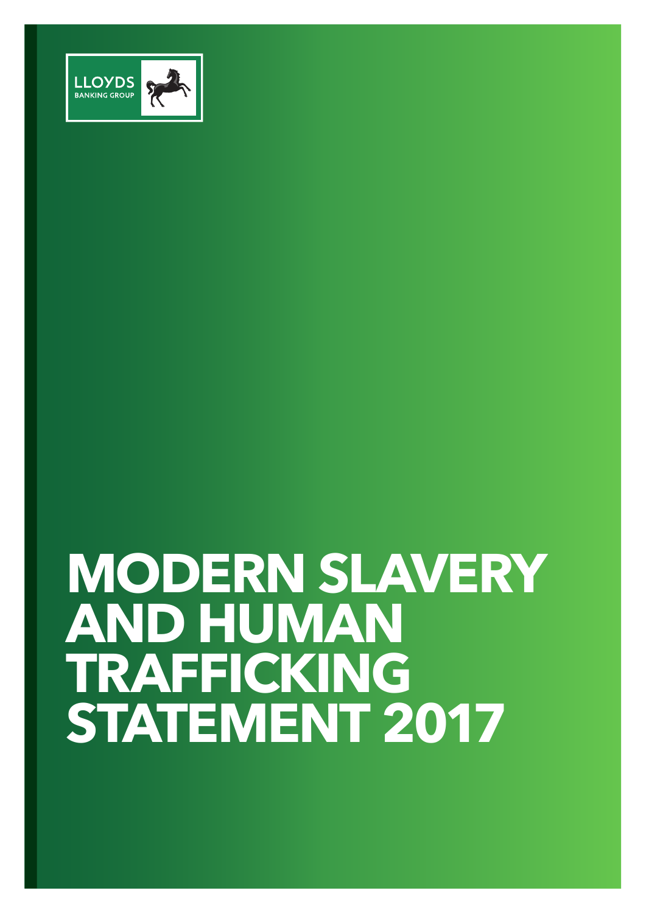LLOYDS BANKING GROUP

# MODERN SLAVERY AND HUMAN TRAFFICKING STATEMENT 2017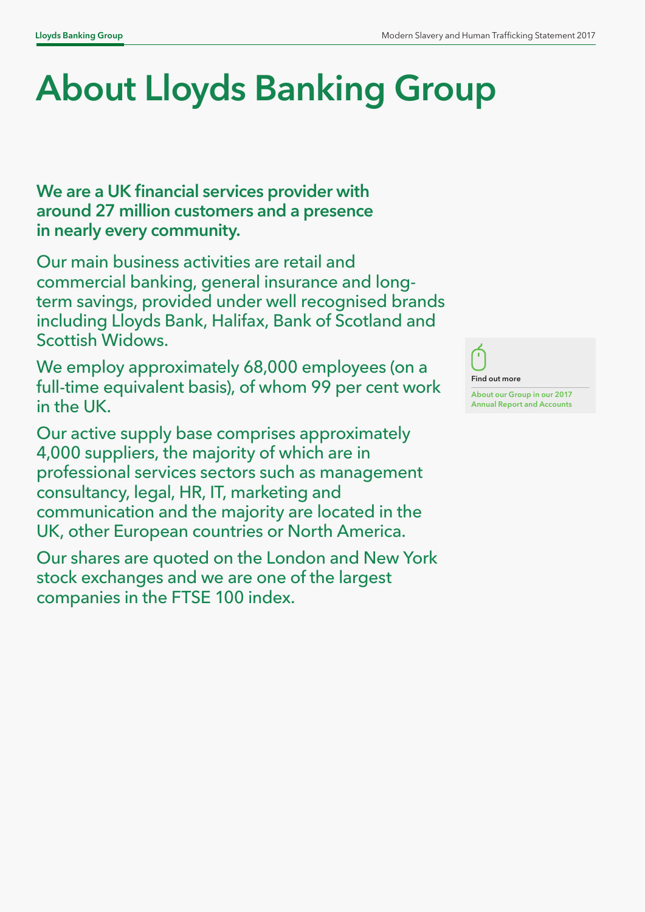# About Lloyds Banking Group

**We are a UK financial services provider with around 27 million customers and a presence in nearly every community.**

Our main business activities are retail and commercial banking, general insurance and long-term savings, provided under well recognised brands including Lloyds Bank, Halifax, Bank of Scotland and Scottish Widows.

We employ approximately 68,000 employees (on a full-time equivalent basis), of whom 99 per cent work in the UK.

Our active supply base comprises approximately 4,000 suppliers, the majority of which are in professional services sectors such as management consultancy, legal, HR, IT, marketing and communication and the majority are located in the UK, other European countries or North America.

Our shares are quoted on the London and New York stock exchanges and we are one of the largest companies in the FTSE 100 index.

**Find out more**

About our Group in our 2017 Annual Report and Accounts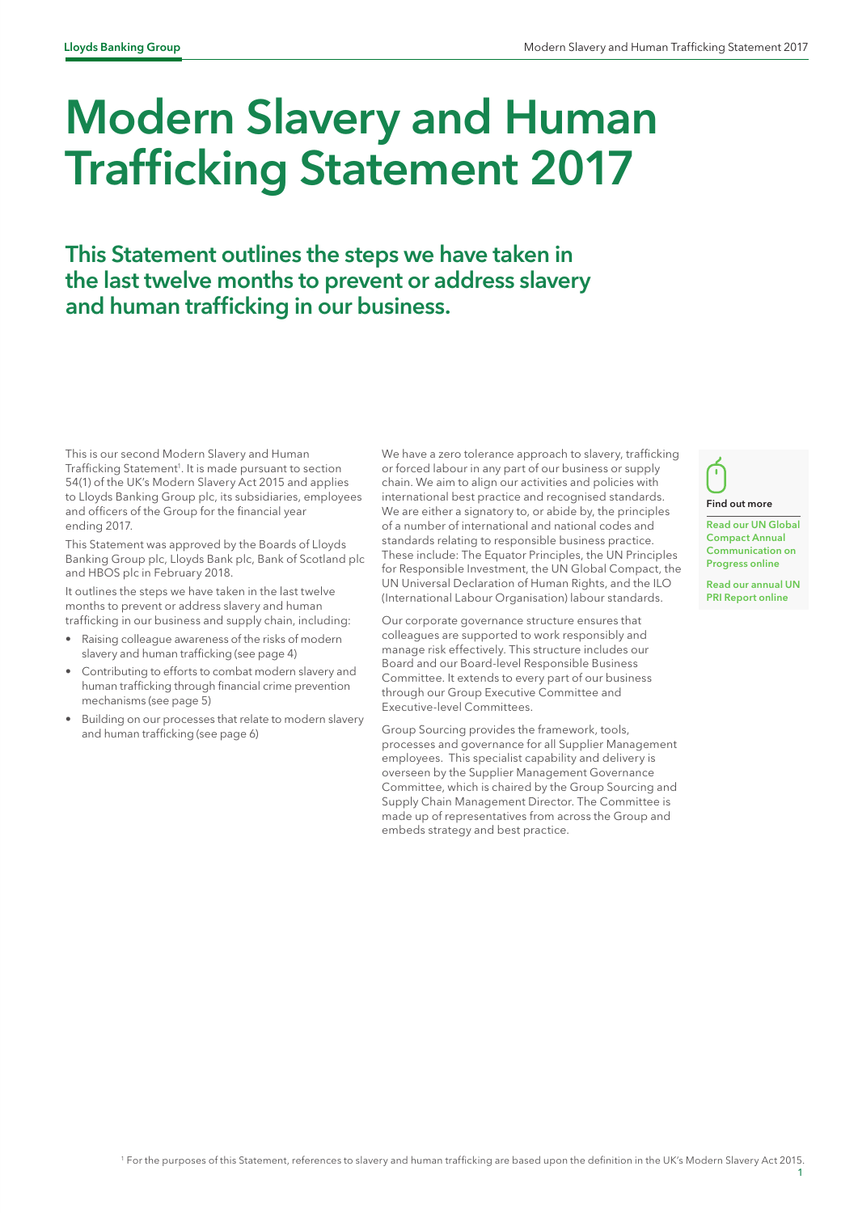# Modern Slavery and Human Trafficking Statement 2017

## This Statement outlines the steps we have taken in the last twelve months to prevent or address slavery and human trafficking in our business.

This is our second Modern Slavery and Human Trafficking Statement[1]. It is made pursuant to section 54(1) of the UK's Modern Slavery Act 2015 and applies to Lloyds Banking Group plc, its subsidiaries, employees and officers of the Group for the financial year ending 2017.

This Statement was approved by the Boards of Lloyds Banking Group plc, Lloyds Bank plc, Bank of Scotland plc and HBOS plc in February 2018.

It outlines the steps we have taken in the last twelve months to prevent or address slavery and human trafficking in our business and supply chain, including:

- Raising colleague awareness of the risks of modern slavery and human trafficking (see page 4)
- Contributing to efforts to combat modern slavery and human trafficking through financial crime prevention mechanisms (see page 5)
- Building on our processes that relate to modern slavery and human trafficking (see page 6)

We have a zero tolerance approach to slavery, trafficking or forced labour in any part of our business or supply chain. We aim to align our activities and policies with international best practice and recognised standards. We are either a signatory to, or abide by, the principles of a number of international and national codes and standards relating to responsible business practice. These include: The Equator Principles, the UN Principles for Responsible Investment, the UN Global Compact, the UN Universal Declaration of Human Rights, and the ILO (International Labour Organisation) labour standards.

Our corporate governance structure ensures that colleagues are supported to work responsibly and manage risk effectively. This structure includes our Board and our Board-level Responsible Business Committee. It extends to every part of our business through our Group Executive Committee and Executive-level Committees.

Group Sourcing provides the framework, tools, processes and governance for all Supplier Management employees. This specialist capability and delivery is overseen by the Supplier Management Governance Committee, which is chaired by the Group Sourcing and Supply Chain Management Director. The Committee is made up of representatives from across the Group and embeds strategy and best practice.

**Find out more**

**Read our UN Global Compact Annual Communication on Progress online**

**Read our annual UN PRI Report online**

[1] For the purposes of this Statement, references to slavery and human trafficking are based upon the definition in the UK's Modern Slavery Act 2015.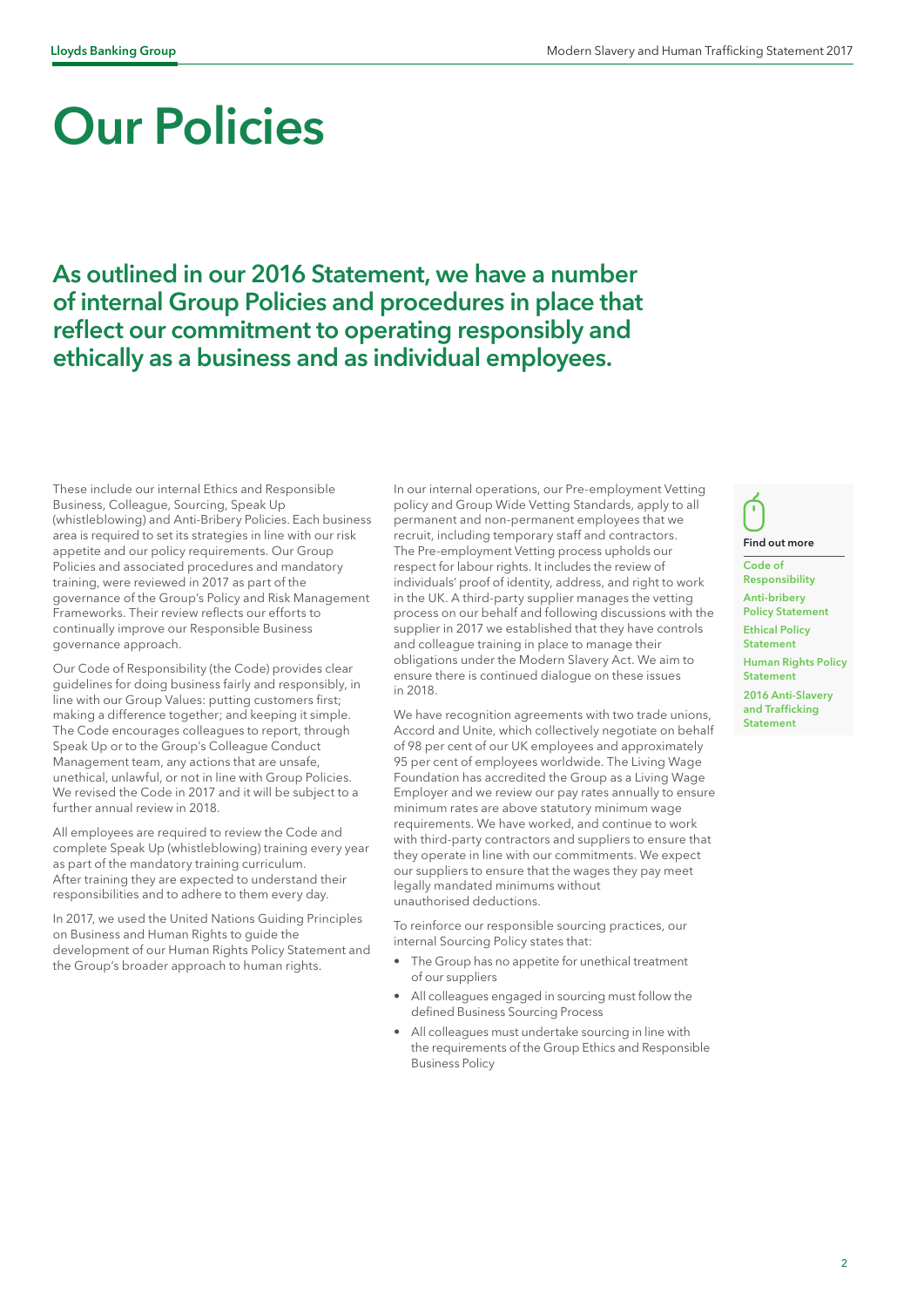# Our Policies

## As outlined in our 2016 Statement, we have a number of internal Group Policies and procedures in place that reflect our commitment to operating responsibly and ethically as a business and as individual employees.

These include our internal Ethics and Responsible Business, Colleague, Sourcing, Speak Up (whistleblowing) and Anti-Bribery Policies. Each business area is required to set its strategies in line with our risk appetite and our policy requirements. Our Group Policies and associated procedures and mandatory training, were reviewed in 2017 as part of the governance of the Group's Policy and Risk Management Frameworks. Their review reflects our efforts to continually improve our Responsible Business governance approach.

Our Code of Responsibility (the Code) provides clear guidelines for doing business fairly and responsibly, in line with our Group Values: putting customers first; making a difference together; and keeping it simple. The Code encourages colleagues to report, through Speak Up or to the Group's Colleague Conduct Management team, any actions that are unsafe, unethical, unlawful, or not in line with Group Policies. We revised the Code in 2017 and it will be subject to a further annual review in 2018.

All employees are required to review the Code and complete Speak Up (whistleblowing) training every year as part of the mandatory training curriculum. After training they are expected to understand their responsibilities and to adhere to them every day.

In 2017, we used the United Nations Guiding Principles on Business and Human Rights to guide the development of our Human Rights Policy Statement and the Group's broader approach to human rights.

In our internal operations, our Pre-employment Vetting policy and Group Wide Vetting Standards, apply to all permanent and non-permanent employees that we recruit, including temporary staff and contractors. The Pre-employment Vetting process upholds our respect for labour rights. It includes the review of individuals' proof of identity, address, and right to work in the UK. A third-party supplier manages the vetting process on our behalf and following discussions with the supplier in 2017 we established that they have controls and colleague training in place to manage their obligations under the Modern Slavery Act. We aim to ensure there is continued dialogue on these issues in 2018.

We have recognition agreements with two trade unions, Accord and Unite, which collectively negotiate on behalf of 98 per cent of our UK employees and approximately 95 per cent of employees worldwide. The Living Wage Foundation has accredited the Group as a Living Wage Employer and we review our pay rates annually to ensure minimum rates are above statutory minimum wage requirements. We have worked, and continue to work with third-party contractors and suppliers to ensure that they operate in line with our commitments. We expect our suppliers to ensure that the wages they pay meet legally mandated minimums without unauthorised deductions.

To reinforce our responsible sourcing practices, our internal Sourcing Policy states that:

- The Group has no appetite for unethical treatment of our suppliers
- All colleagues engaged in sourcing must follow the defined Business Sourcing Process
- All colleagues must undertake sourcing in line with the requirements of the Group Ethics and Responsible Business Policy

**Find out more**

- Code of Responsibility
- Anti-bribery Policy Statement
- Ethical Policy Statement
- Human Rights Policy Statement
- 2016 Anti-Slavery and Trafficking Statement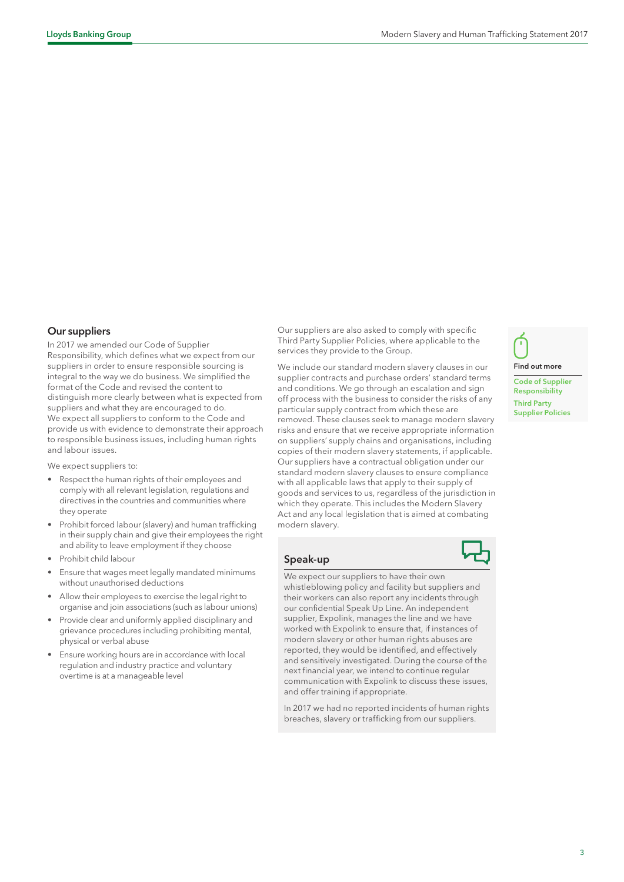## Our suppliers

In 2017 we amended our Code of Supplier Responsibility, which defines what we expect from our suppliers in order to ensure responsible sourcing is integral to the way we do business. We simplified the format of the Code and revised the content to distinguish more clearly between what is expected from suppliers and what they are encouraged to do. We expect all suppliers to conform to the Code and provide us with evidence to demonstrate their approach to responsible business issues, including human rights and labour issues.

We expect suppliers to:

- Respect the human rights of their employees and comply with all relevant legislation, regulations and directives in the countries and communities where they operate
- Prohibit forced labour (slavery) and human trafficking in their supply chain and give their employees the right and ability to leave employment if they choose
- Prohibit child labour
- Ensure that wages meet legally mandated minimums without unauthorised deductions
- Allow their employees to exercise the legal right to organise and join associations (such as labour unions)
- Provide clear and uniformly applied disciplinary and grievance procedures including prohibiting mental, physical or verbal abuse
- Ensure working hours are in accordance with local regulation and industry practice and voluntary overtime is at a manageable level

Our suppliers are also asked to comply with specific Third Party Supplier Policies, where applicable to the services they provide to the Group.

We include our standard modern slavery clauses in our supplier contracts and purchase orders' standard terms and conditions. We go through an escalation and sign off process with the business to consider the risks of any particular supply contract from which these are removed. These clauses seek to manage modern slavery risks and ensure that we receive appropriate information on suppliers' supply chains and organisations, including copies of their modern slavery statements, if applicable. Our suppliers have a contractual obligation under our standard modern slavery clauses to ensure compliance with all applicable laws that apply to their supply of goods and services to us, regardless of the jurisdiction in which they operate. This includes the Modern Slavery Act and any local legislation that is aimed at combating modern slavery.

### Speak-up

We expect our suppliers to have their own whistleblowing policy and facility but suppliers and their workers can also report any incidents through our confidential Speak Up Line. An independent supplier, Expolink, manages the line and we have worked with Expolink to ensure that, if instances of modern slavery or other human rights abuses are reported, they would be identified, and effectively and sensitively investigated. During the course of the next financial year, we intend to continue regular communication with Expolink to discuss these issues, and offer training if appropriate.

In 2017 we had no reported incidents of human rights breaches, slavery or trafficking from our suppliers.

**Find out more**

Code of Supplier Responsibility

Third Party Supplier Policies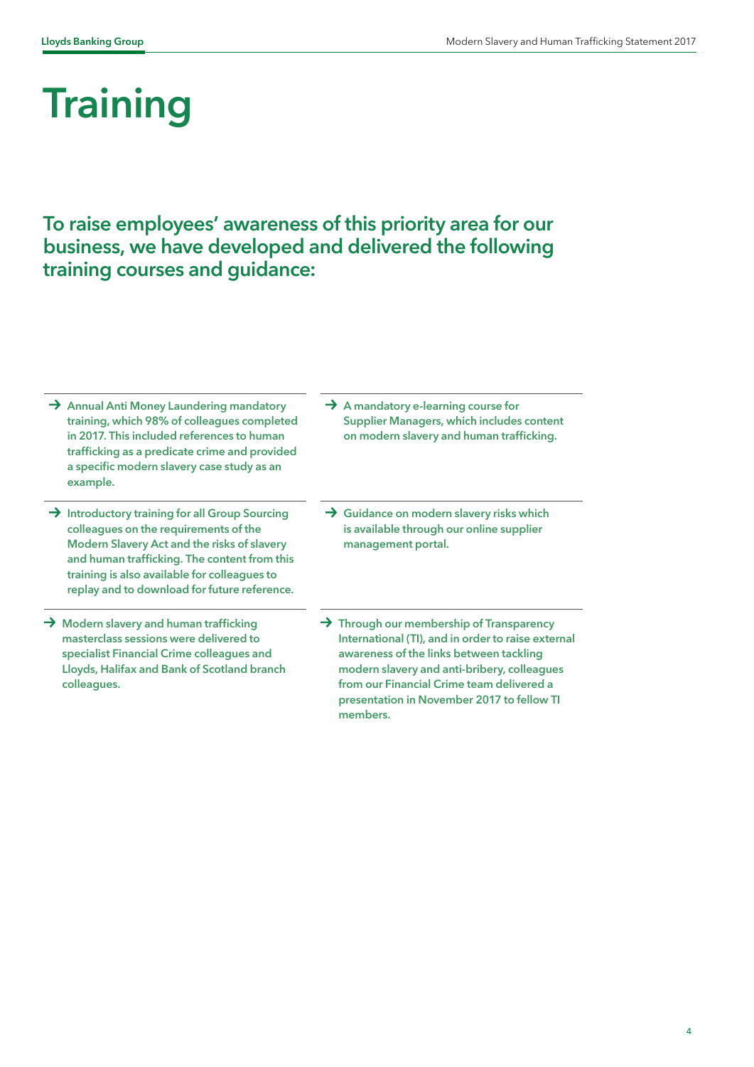# Training

## To raise employees' awareness of this priority area for our business, we have developed and delivered the following training courses and guidance:

- Annual Anti Money Laundering mandatory training, which 98% of colleagues completed in 2017. This included references to human trafficking as a predicate crime and provided a specific modern slavery case study as an example.
- Introductory training for all Group Sourcing colleagues on the requirements of the Modern Slavery Act and the risks of slavery and human trafficking. The content from this training is also available for colleagues to replay and to download for future reference.
- Modern slavery and human trafficking masterclass sessions were delivered to specialist Financial Crime colleagues and Lloyds, Halifax and Bank of Scotland branch colleagues.
- A mandatory e-learning course for Supplier Managers, which includes content on modern slavery and human trafficking.
- Guidance on modern slavery risks which is available through our online supplier management portal.
- Through our membership of Transparency International (TI), and in order to raise external awareness of the links between tackling modern slavery and anti-bribery, colleagues from our Financial Crime team delivered a presentation in November 2017 to fellow TI members.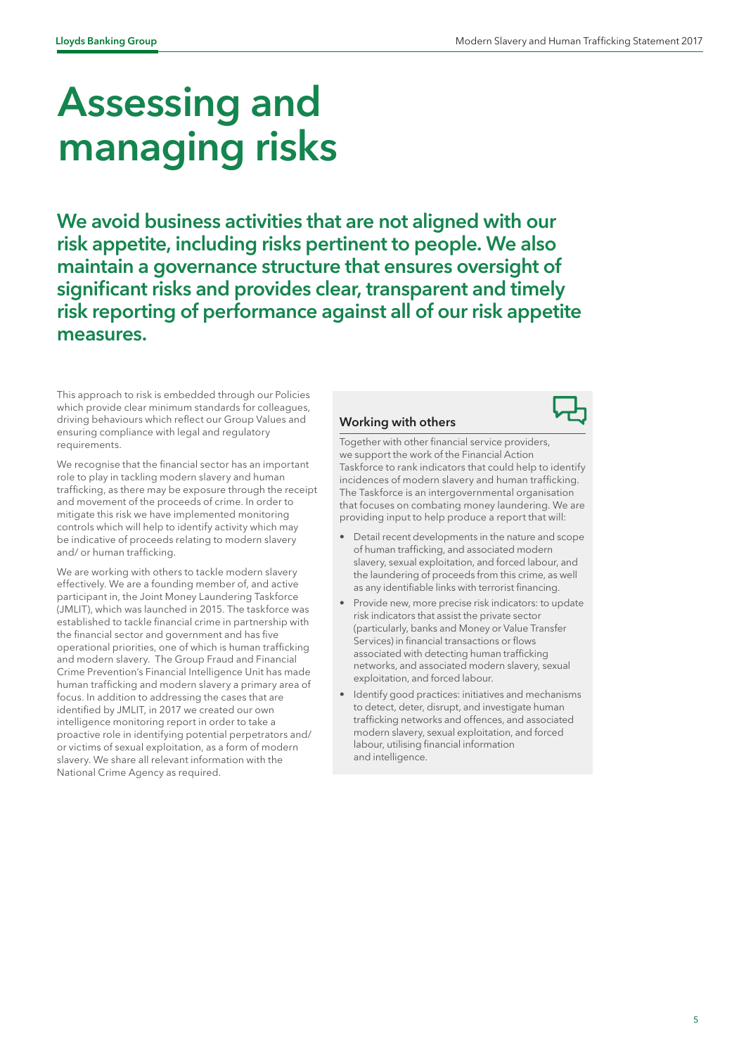# Assessing and managing risks

## We avoid business activities that are not aligned with our risk appetite, including risks pertinent to people. We also maintain a governance structure that ensures oversight of significant risks and provides clear, transparent and timely risk reporting of performance against all of our risk appetite measures.

This approach to risk is embedded through our Policies which provide clear minimum standards for colleagues, driving behaviours which reflect our Group Values and ensuring compliance with legal and regulatory requirements.

We recognise that the financial sector has an important role to play in tackling modern slavery and human trafficking, as there may be exposure through the receipt and movement of the proceeds of crime. In order to mitigate this risk we have implemented monitoring controls which will help to identify activity which may be indicative of proceeds relating to modern slavery and/ or human trafficking.

We are working with others to tackle modern slavery effectively. We are a founding member of, and active participant in, the Joint Money Laundering Taskforce (JMLIT), which was launched in 2015. The taskforce was established to tackle financial crime in partnership with the financial sector and government and has five operational priorities, one of which is human trafficking and modern slavery. The Group Fraud and Financial Crime Prevention's Financial Intelligence Unit has made human trafficking and modern slavery a primary area of focus. In addition to addressing the cases that are identified by JMLIT, in 2017 we created our own intelligence monitoring report in order to take a proactive role in identifying potential perpetrators and/ or victims of sexual exploitation, as a form of modern slavery. We share all relevant information with the National Crime Agency as required.

### Working with others

Together with other financial service providers, we support the work of the Financial Action Taskforce to rank indicators that could help to identify incidences of modern slavery and human trafficking. The Taskforce is an intergovernmental organisation that focuses on combating money laundering. We are providing input to help produce a report that will:

- Detail recent developments in the nature and scope of human trafficking, and associated modern slavery, sexual exploitation, and forced labour, and the laundering of proceeds from this crime, as well as any identifiable links with terrorist financing.
- Provide new, more precise risk indicators: to update risk indicators that assist the private sector (particularly, banks and Money or Value Transfer Services) in financial transactions or flows associated with detecting human trafficking networks, and associated modern slavery, sexual exploitation, and forced labour.
- Identify good practices: initiatives and mechanisms to detect, deter, disrupt, and investigate human trafficking networks and offences, and associated modern slavery, sexual exploitation, and forced labour, utilising financial information and intelligence.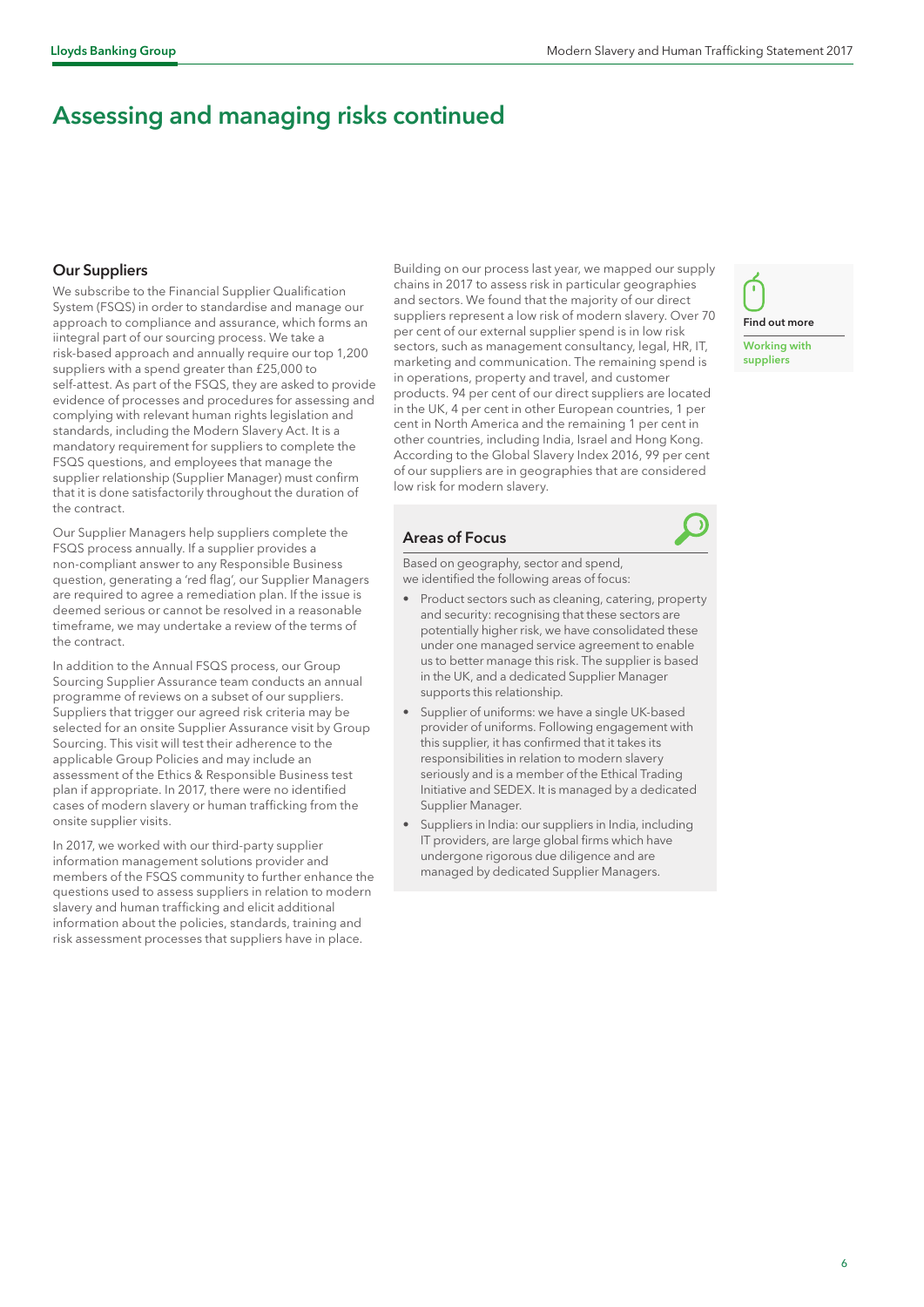# Assessing and managing risks continued

## Our Suppliers

We subscribe to the Financial Supplier Qualification System (FSQS) in order to standardise and manage our approach to compliance and assurance, which forms an iintegral part of our sourcing process. We take a risk-based approach and annually require our top 1,200 suppliers with a spend greater than £25,000 to self-attest. As part of the FSQS, they are asked to provide evidence of processes and procedures for assessing and complying with relevant human rights legislation and standards, including the Modern Slavery Act. It is a mandatory requirement for suppliers to complete the FSQS questions, and employees that manage the supplier relationship (Supplier Manager) must confirm that it is done satisfactorily throughout the duration of the contract.

Our Supplier Managers help suppliers complete the FSQS process annually. If a supplier provides a non-compliant answer to any Responsible Business question, generating a 'red flag', our Supplier Managers are required to agree a remediation plan. If the issue is deemed serious or cannot be resolved in a reasonable timeframe, we may undertake a review of the terms of the contract.

In addition to the Annual FSQS process, our Group Sourcing Supplier Assurance team conducts an annual programme of reviews on a subset of our suppliers. Suppliers that trigger our agreed risk criteria may be selected for an onsite Supplier Assurance visit by Group Sourcing. This visit will test their adherence to the applicable Group Policies and may include an assessment of the Ethics & Responsible Business test plan if appropriate. In 2017, there were no identified cases of modern slavery or human trafficking from the onsite supplier visits.

In 2017, we worked with our third-party supplier information management solutions provider and members of the FSQS community to further enhance the questions used to assess suppliers in relation to modern slavery and human trafficking and elicit additional information about the policies, standards, training and risk assessment processes that suppliers have in place.

Building on our process last year, we mapped our supply chains in 2017 to assess risk in particular geographies and sectors. We found that the majority of our direct suppliers represent a low risk of modern slavery. Over 70 per cent of our external supplier spend is in low risk sectors, such as management consultancy, legal, HR, IT, marketing and communication. The remaining spend is in operations, property and travel, and customer products. 94 per cent of our direct suppliers are located in the UK, 4 per cent in other European countries, 1 per cent in North America and the remaining 1 per cent in other countries, including India, Israel and Hong Kong. According to the Global Slavery Index 2016, 99 per cent of our suppliers are in geographies that are considered low risk for modern slavery.

### Areas of Focus

Based on geography, sector and spend, we identified the following areas of focus:

- Product sectors such as cleaning, catering, property and security: recognising that these sectors are potentially higher risk, we have consolidated these under one managed service agreement to enable us to better manage this risk. The supplier is based in the UK, and a dedicated Supplier Manager supports this relationship.
- Supplier of uniforms: we have a single UK-based provider of uniforms. Following engagement with this supplier, it has confirmed that it takes its responsibilities in relation to modern slavery seriously and is a member of the Ethical Trading Initiative and SEDEX. It is managed by a dedicated Supplier Manager.
- Suppliers in India: our suppliers in India, including IT providers, are large global firms which have undergone rigorous due diligence and are managed by dedicated Supplier Managers.

**Find out more**

Working with suppliers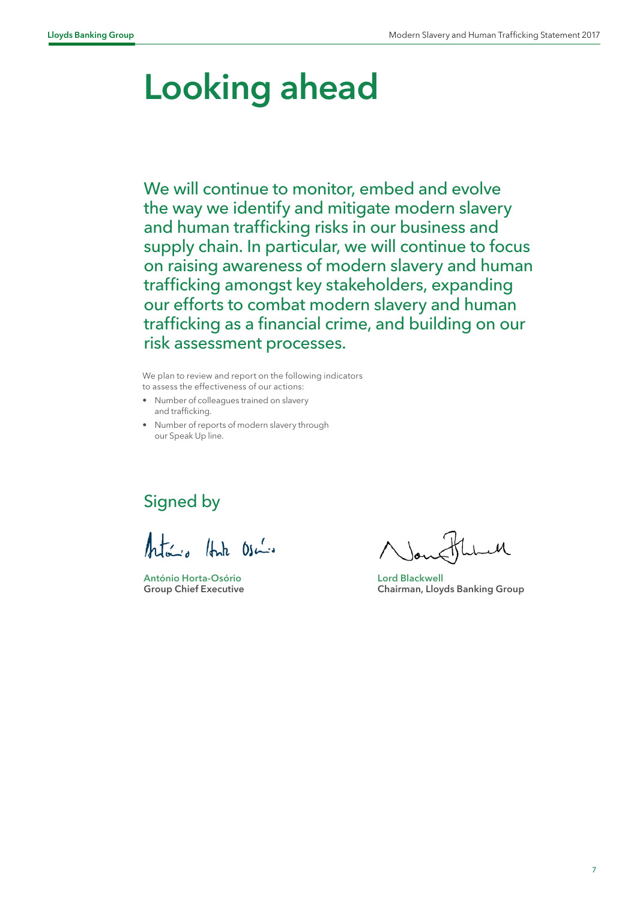# Looking ahead

We will continue to monitor, embed and evolve the way we identify and mitigate modern slavery and human trafficking risks in our business and supply chain. In particular, we will continue to focus on raising awareness of modern slavery and human trafficking amongst key stakeholders, expanding our efforts to combat modern slavery and human trafficking as a financial crime, and building on our risk assessment processes.

We plan to review and report on the following indicators to assess the effectiveness of our actions:

- Number of colleagues trained on slavery and trafficking.
- Number of reports of modern slavery through our Speak Up line.

## Signed by

António Horta-Osório
**Group Chief Executive**

Lord Blackwell
**Chairman, Lloyds Banking Group**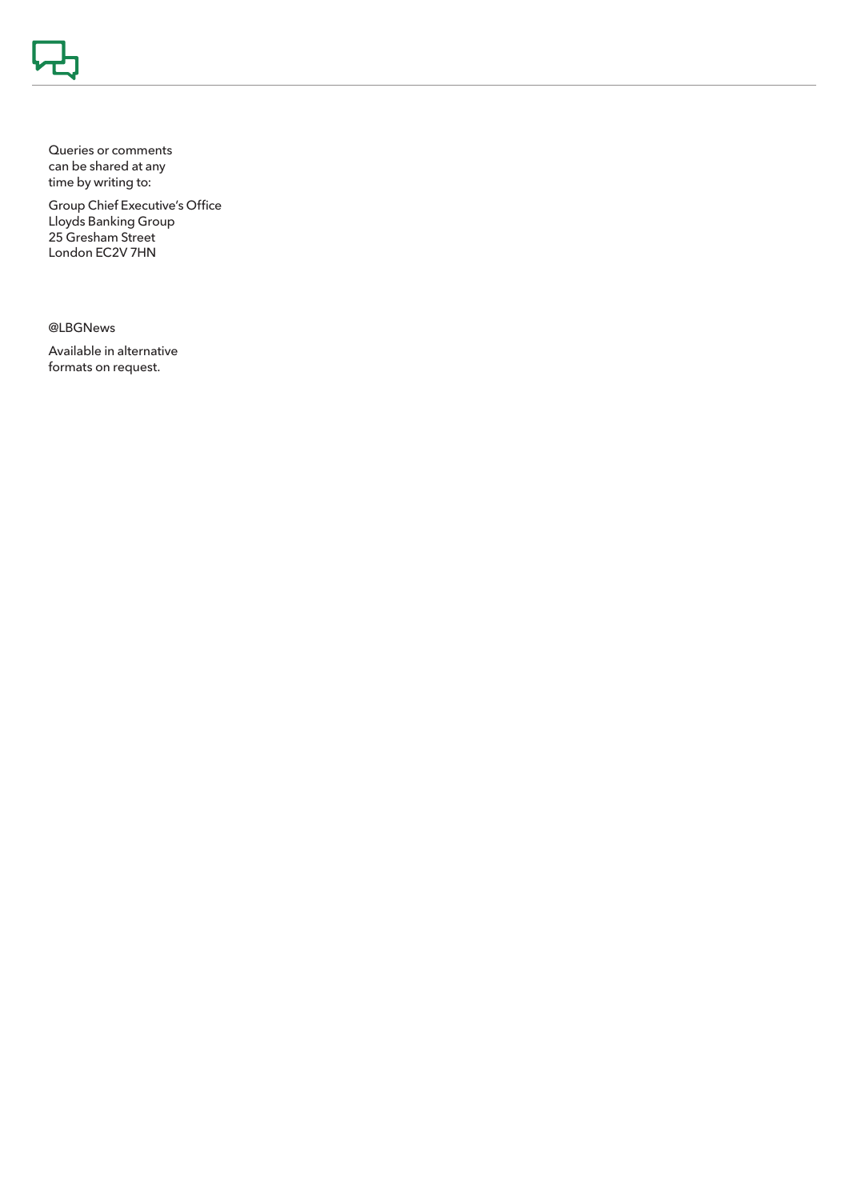Queries or comments can be shared at any time by writing to:

Group Chief Executive's Office
Lloyds Banking Group
25 Gresham Street
London EC2V 7HN

@LBGNews

Available in alternative formats on request.